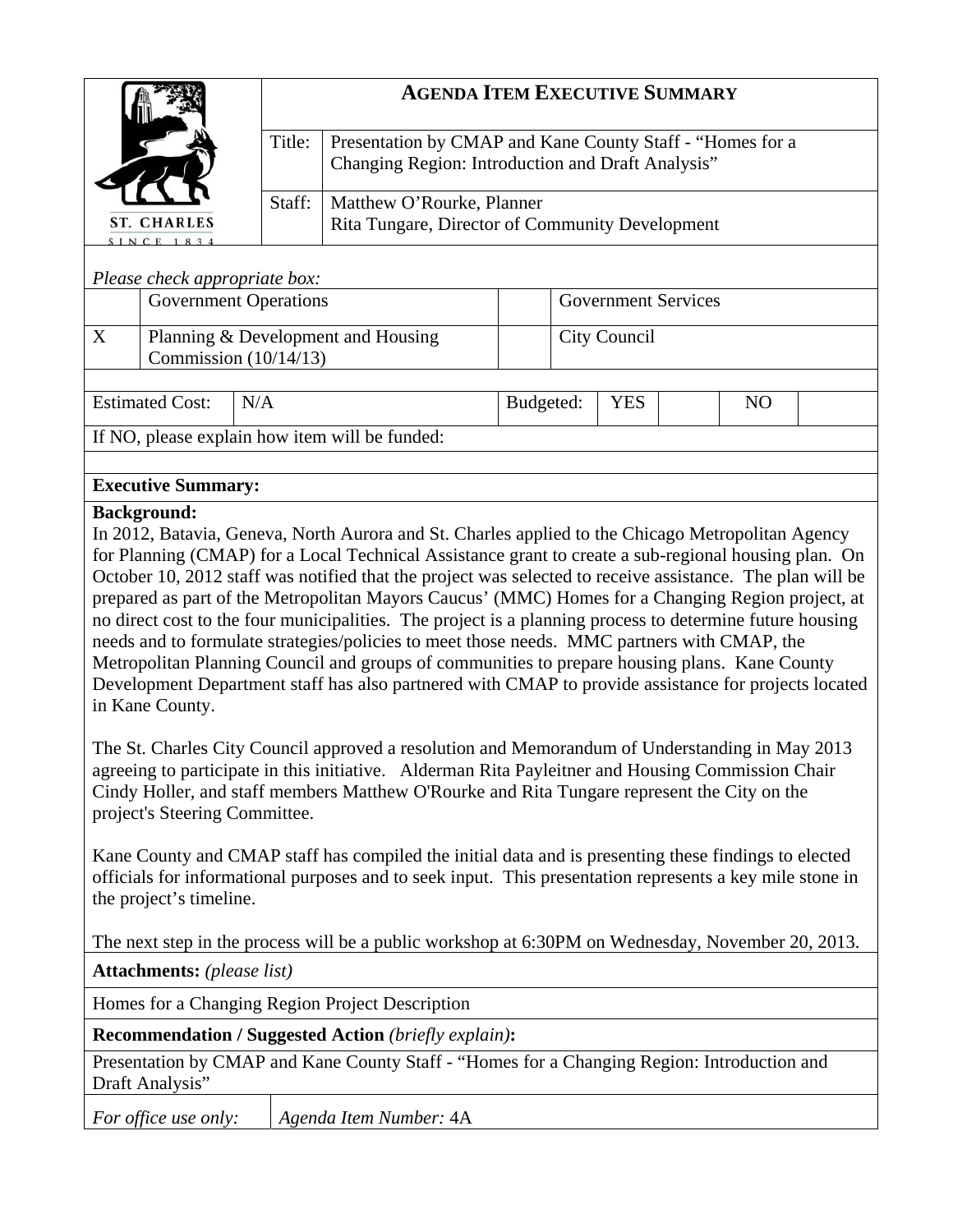# AGENDA ITEM EXECUTIVE SUMMARY

| | |
|---|---|
| Title: | Presentation by CMAP and Kane County Staff - "Homes for a Changing Region: Introduction and Draft Analysis" |
| Staff: | Matthew O'Rourke, Planner<br>Rita Tungare, Director of Community Development |

*Please check appropriate box:*

| | | | |
|---|---|---|---|
| | Government Operations | | Government Services |
| X | Planning & Development and Housing Commission (10/14/13) | | City Council |

| Estimated Cost: | N/A | Budgeted: | YES | | NO | |
|---|---|---|---|---|---|---|

If NO, please explain how item will be funded:

**Executive Summary:**

**Background:**

In 2012, Batavia, Geneva, North Aurora and St. Charles applied to the Chicago Metropolitan Agency for Planning (CMAP) for a Local Technical Assistance grant to create a sub-regional housing plan. On October 10, 2012 staff was notified that the project was selected to receive assistance. The plan will be prepared as part of the Metropolitan Mayors Caucus' (MMC) Homes for a Changing Region project, at no direct cost to the four municipalities. The project is a planning process to determine future housing needs and to formulate strategies/policies to meet those needs. MMC partners with CMAP, the Metropolitan Planning Council and groups of communities to prepare housing plans. Kane County Development Department staff has also partnered with CMAP to provide assistance for projects located in Kane County.

The St. Charles City Council approved a resolution and Memorandum of Understanding in May 2013 agreeing to participate in this initiative. Alderman Rita Payleitner and Housing Commission Chair Cindy Holler, and staff members Matthew O'Rourke and Rita Tungare represent the City on the project's Steering Committee.

Kane County and CMAP staff has compiled the initial data and is presenting these findings to elected officials for informational purposes and to seek input. This presentation represents a key mile stone in the project's timeline.

The next step in the process will be a public workshop at 6:30PM on Wednesday, November 20, 2013.

**Attachments:** *(please list)*

Homes for a Changing Region Project Description

**Recommendation / Suggested Action** *(briefly explain)***:**

Presentation by CMAP and Kane County Staff - "Homes for a Changing Region: Introduction and Draft Analysis"

| *For office use only:* | *Agenda Item Number:* 4A |
|---|---|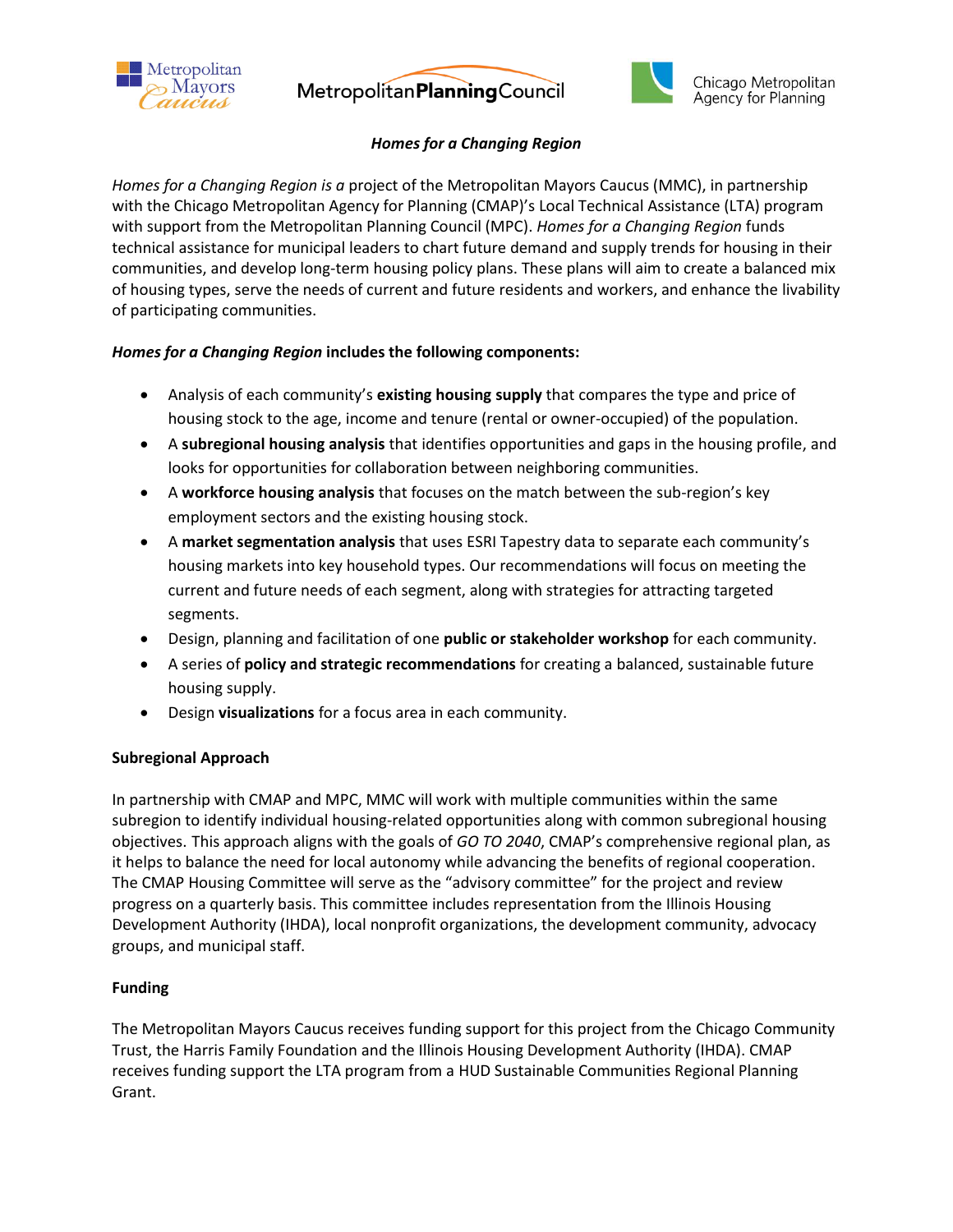*Homes for a Changing Region*

*Homes for a Changing Region is a* project of the Metropolitan Mayors Caucus (MMC), in partnership with the Chicago Metropolitan Agency for Planning (CMAP)'s Local Technical Assistance (LTA) program with support from the Metropolitan Planning Council (MPC). *Homes for a Changing Region* funds technical assistance for municipal leaders to chart future demand and supply trends for housing in their communities, and develop long-term housing policy plans. These plans will aim to create a balanced mix of housing types, serve the needs of current and future residents and workers, and enhance the livability of participating communities.

***Homes for a Changing Region* includes the following components:**

- Analysis of each community's **existing housing supply** that compares the type and price of housing stock to the age, income and tenure (rental or owner-occupied) of the population.
- A **subregional housing analysis** that identifies opportunities and gaps in the housing profile, and looks for opportunities for collaboration between neighboring communities.
- A **workforce housing analysis** that focuses on the match between the sub-region's key employment sectors and the existing housing stock.
- A **market segmentation analysis** that uses ESRI Tapestry data to separate each community's housing markets into key household types. Our recommendations will focus on meeting the current and future needs of each segment, along with strategies for attracting targeted segments.
- Design, planning and facilitation of one **public or stakeholder workshop** for each community.
- A series of **policy and strategic recommendations** for creating a balanced, sustainable future housing supply.
- Design **visualizations** for a focus area in each community.

**Subregional Approach**

In partnership with CMAP and MPC, MMC will work with multiple communities within the same subregion to identify individual housing-related opportunities along with common subregional housing objectives. This approach aligns with the goals of *GO TO 2040*, CMAP's comprehensive regional plan, as it helps to balance the need for local autonomy while advancing the benefits of regional cooperation. The CMAP Housing Committee will serve as the "advisory committee" for the project and review progress on a quarterly basis. This committee includes representation from the Illinois Housing Development Authority (IHDA), local nonprofit organizations, the development community, advocacy groups, and municipal staff.

**Funding**

The Metropolitan Mayors Caucus receives funding support for this project from the Chicago Community Trust, the Harris Family Foundation and the Illinois Housing Development Authority (IHDA). CMAP receives funding support the LTA program from a HUD Sustainable Communities Regional Planning Grant.